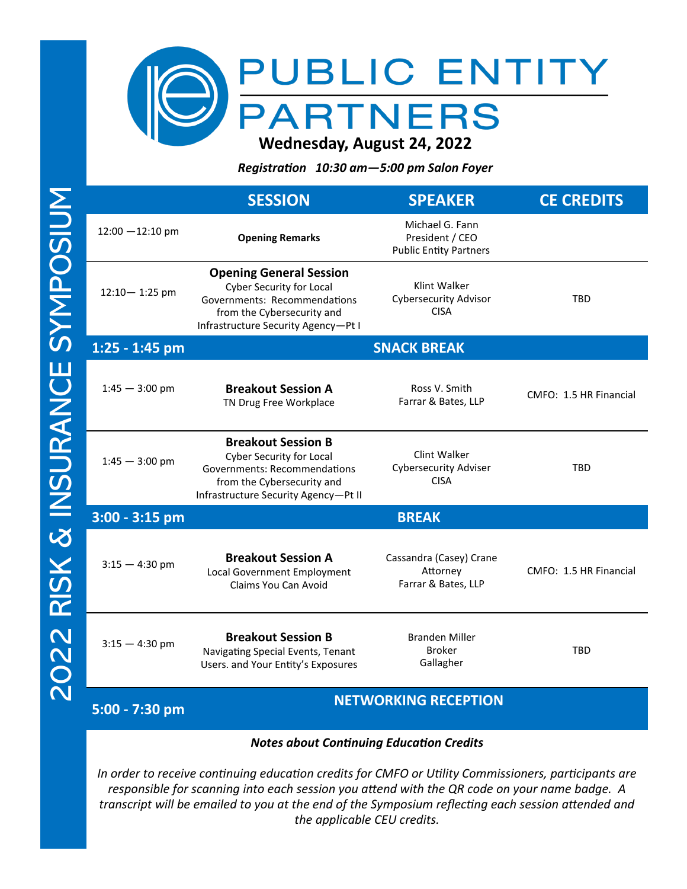# PUBLIC ENTITY PARTNERS

## 2022 RISK & INSURANCE SYMPOSIUM

**Wednesday, August 24, 2022**

***Registration 10:30 am—5:00 pm Salon Foyer***

| | SESSION | SPEAKER | CE CREDITS |
|---|---|---|---|
| 12:00 —12:10 pm | **Opening Remarks** | Michael G. Fann<br>President / CEO<br>Public Entity Partners | |
| 12:10— 1:25 pm | **Opening General Session**<br>Cyber Security for Local Governments: Recommendations from the Cybersecurity and Infrastructure Security Agency—Pt I | Klint Walker<br>Cybersecurity Advisor<br>CISA | TBD |
| **1:25 - 1:45 pm** | **SNACK BREAK** | | |
| 1:45 — 3:00 pm | **Breakout Session A**<br>TN Drug Free Workplace | Ross V. Smith<br>Farrar & Bates, LLP | CMFO: 1.5 HR Financial |
| 1:45 — 3:00 pm | **Breakout Session B**<br>Cyber Security for Local Governments: Recommendations from the Cybersecurity and Infrastructure Security Agency—Pt II | Clint Walker<br>Cybersecurity Adviser<br>CISA | TBD |
| **3:00 - 3:15 pm** | **BREAK** | | |
| 3:15 — 4:30 pm | **Breakout Session A**<br>Local Government Employment Claims You Can Avoid | Cassandra (Casey) Crane<br>Attorney<br>Farrar & Bates, LLP | CMFO: 1.5 HR Financial |
| 3:15 — 4:30 pm | **Breakout Session B**<br>Navigating Special Events, Tenant Users. and Your Entity's Exposures | Branden Miller<br>Broker<br>Gallagher | TBD |
| **5:00 - 7:30 pm** | **NETWORKING RECEPTION** | | |

***Notes about Continuing Education Credits***

*In order to receive continuing education credits for CMFO or Utility Commissioners, participants are responsible for scanning into each session you attend with the QR code on your name badge. A transcript will be emailed to you at the end of the Symposium reflecting each session attended and the applicable CEU credits.*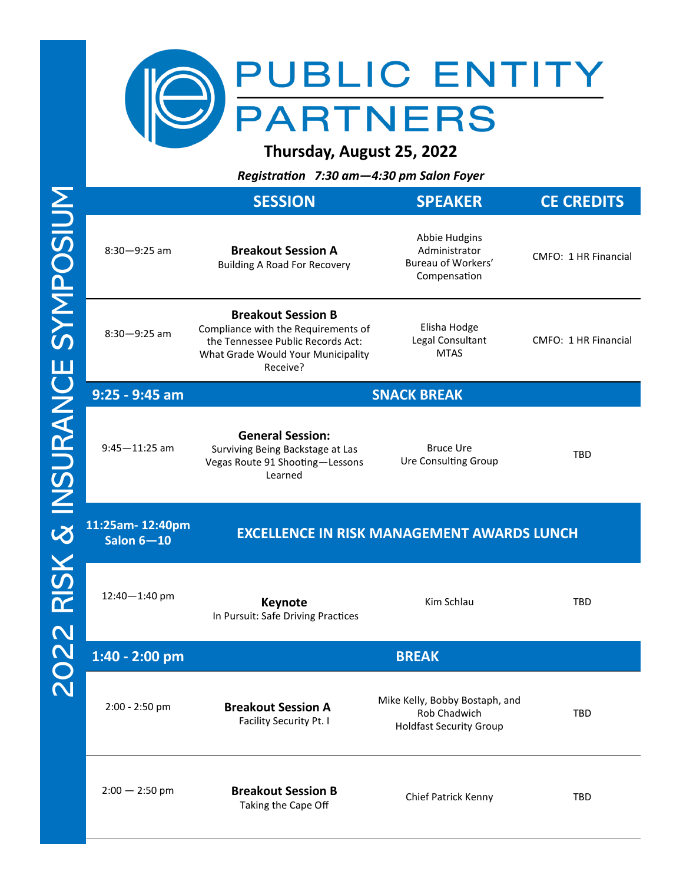# PUBLIC ENTITY PARTNERS

## 2022 RISK & INSURANCE SYMPOSIUM

**Thursday, August 25, 2022**

***Registration 7:30 am—4:30 pm Salon Foyer***

| | SESSION | SPEAKER | CE CREDITS |
|---|---|---|---|
| 8:30—9:25 am | **Breakout Session A**<br>Building A Road For Recovery | Abbie Hudgins<br>Administrator<br>Bureau of Workers' Compensation | CMFO: 1 HR Financial |
| 8:30—9:25 am | **Breakout Session B**<br>Compliance with the Requirements of the Tennessee Public Records Act: What Grade Would Your Municipality Receive? | Elisha Hodge<br>Legal Consultant<br>MTAS | CMFO: 1 HR Financial |
| **9:25 - 9:45 am** | **SNACK BREAK** | | |
| 9:45—11:25 am | **General Session:**<br>Surviving Being Backstage at Las Vegas Route 91 Shooting—Lessons Learned | Bruce Ure<br>Ure Consulting Group | TBD |
| **11:25am- 12:40pm Salon 6—10** | **EXCELLENCE IN RISK MANAGEMENT AWARDS LUNCH** | | |
| 12:40—1:40 pm | **Keynote**<br>In Pursuit: Safe Driving Practices | Kim Schlau | TBD |
| **1:40 - 2:00 pm** | **BREAK** | | |
| 2:00 - 2:50 pm | **Breakout Session A**<br>Facility Security Pt. I | Mike Kelly, Bobby Bostaph, and Rob Chadwich<br>Holdfast Security Group | TBD |
| 2:00 — 2:50 pm | **Breakout Session B**<br>Taking the Cape Off | Chief Patrick Kenny | TBD |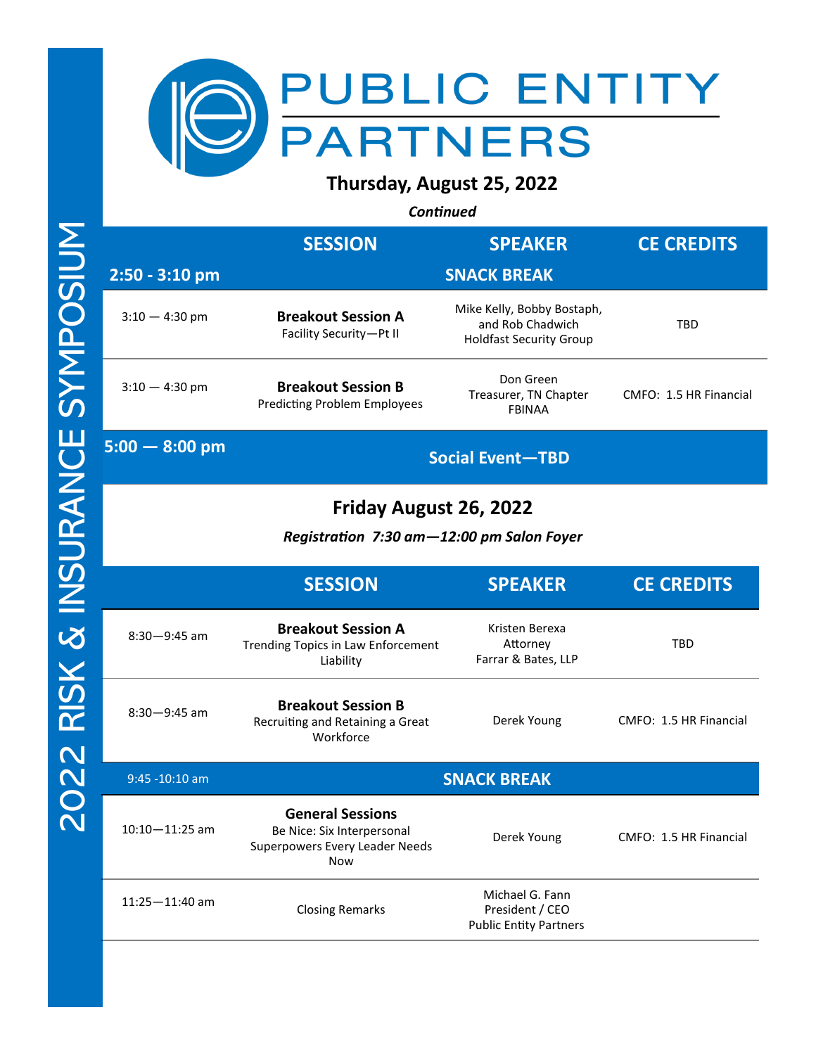# PUBLIC ENTITY PARTNERS

2022 RISK & INSURANCE SYMPOSIUM

## Thursday, August 25, 2022

***Continued***

| | SESSION | SPEAKER | CE CREDITS |
|---|---|---|---|
| **2:50 - 3:10 pm** | | **SNACK BREAK** | |
| 3:10 — 4:30 pm | **Breakout Session A** Facility Security—Pt II | Mike Kelly, Bobby Bostaph, and Rob Chadwich Holdfast Security Group | TBD |
| 3:10 — 4:30 pm | **Breakout Session B** Predicting Problem Employees | Don Green Treasurer, TN Chapter FBINAA | CMFO: 1.5 HR Financial |
| **5:00 — 8:00 pm** | | **Social Event—TBD** | |

## Friday August 26, 2022

***Registration 7:30 am—12:00 pm Salon Foyer***

| | SESSION | SPEAKER | CE CREDITS |
|---|---|---|---|
| 8:30—9:45 am | **Breakout Session A** Trending Topics in Law Enforcement Liability | Kristen Berexa Attorney Farrar & Bates, LLP | TBD |
| 8:30—9:45 am | **Breakout Session B** Recruiting and Retaining a Great Workforce | Derek Young | CMFO: 1.5 HR Financial |
| 9:45 -10:10 am | | **SNACK BREAK** | |
| 10:10—11:25 am | **General Sessions** Be Nice: Six Interpersonal Superpowers Every Leader Needs Now | Derek Young | CMFO: 1.5 HR Financial |
| 11:25—11:40 am | Closing Remarks | Michael G. Fann President / CEO Public Entity Partners | |